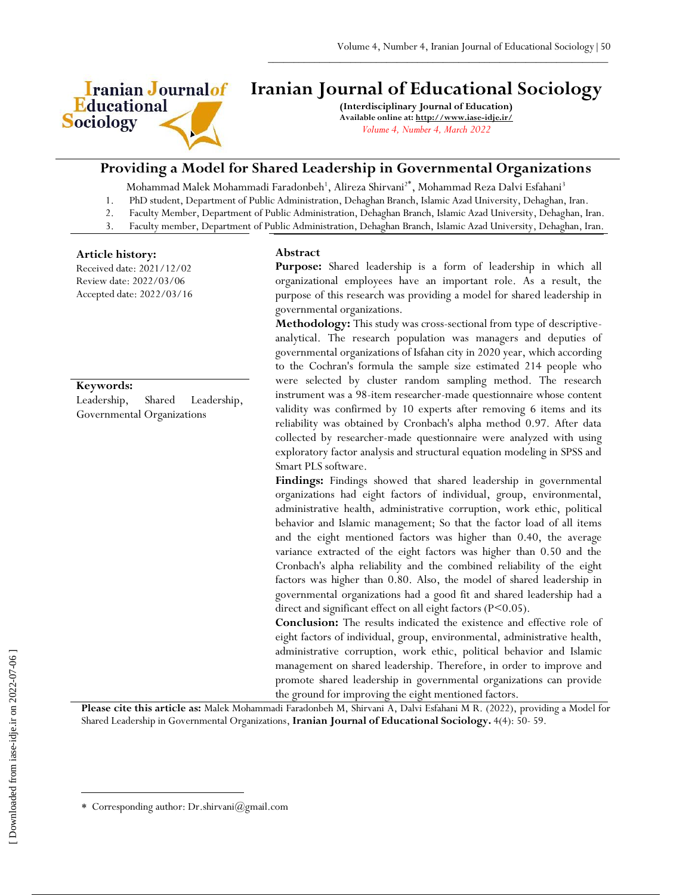# Iranian Journal of Educational Sociology

**(Interdisciplinary Journal of Education)**
**Available online at: http://www.iase-idje.ir/**
*Volume 4, Number 4, March 2022*

## Providing a Model for Shared Leadership in Governmental Organizations

Mohammad Malek Mohammadi Faradonbeh[1], Alireza Shirvani[2*], Mohammad Reza Dalvi Esfahani[3]

1. PhD student, Department of Public Administration, Dehaghan Branch, Islamic Azad University, Dehaghan, Iran.
2. Faculty Member, Department of Public Administration, Dehaghan Branch, Islamic Azad University, Dehaghan, Iran.
3. Faculty member, Department of Public Administration, Dehaghan Branch, Islamic Azad University, Dehaghan, Iran.

**Article history:**
Received date: 2021/12/02
Review date: 2022/03/06
Accepted date: 2022/03/16

**Keywords:**
Leadership, Shared Leadership, Governmental Organizations

### Abstract

**Purpose:** Shared leadership is a form of leadership in which all organizational employees have an important role. As a result, the purpose of this research was providing a model for shared leadership in governmental organizations.

**Methodology:** This study was cross-sectional from type of descriptive-analytical. The research population was managers and deputies of governmental organizations of Isfahan city in 2020 year, which according to the Cochran's formula the sample size estimated 214 people who were selected by cluster random sampling method. The research instrument was a 98-item researcher-made questionnaire whose content validity was confirmed by 10 experts after removing 6 items and its reliability was obtained by Cronbach's alpha method 0.97. After data collected by researcher-made questionnaire were analyzed with using exploratory factor analysis and structural equation modeling in SPSS and Smart PLS software.

**Findings:** Findings showed that shared leadership in governmental organizations had eight factors of individual, group, environmental, administrative health, administrative corruption, work ethic, political behavior and Islamic management; So that the factor load of all items and the eight mentioned factors was higher than 0.40, the average variance extracted of the eight factors was higher than 0.50 and the Cronbach's alpha reliability and the combined reliability of the eight factors was higher than 0.80. Also, the model of shared leadership in governmental organizations had a good fit and shared leadership had a direct and significant effect on all eight factors ($P<0.05$).

**Conclusion:** The results indicated the existence and effective role of eight factors of individual, group, environmental, administrative health, administrative corruption, work ethic, political behavior and Islamic management on shared leadership. Therefore, in order to improve and promote shared leadership in governmental organizations can provide the ground for improving the eight mentioned factors.

**Please cite this article as:** Malek Mohammadi Faradonbeh M, Shirvani A, Dalvi Esfahani M R. (2022), providing a Model for Shared Leadership in Governmental Organizations, **Iranian Journal of Educational Sociology.** 4(4): 50- 59.

---

* Corresponding author: Dr.shirvani@gmail.com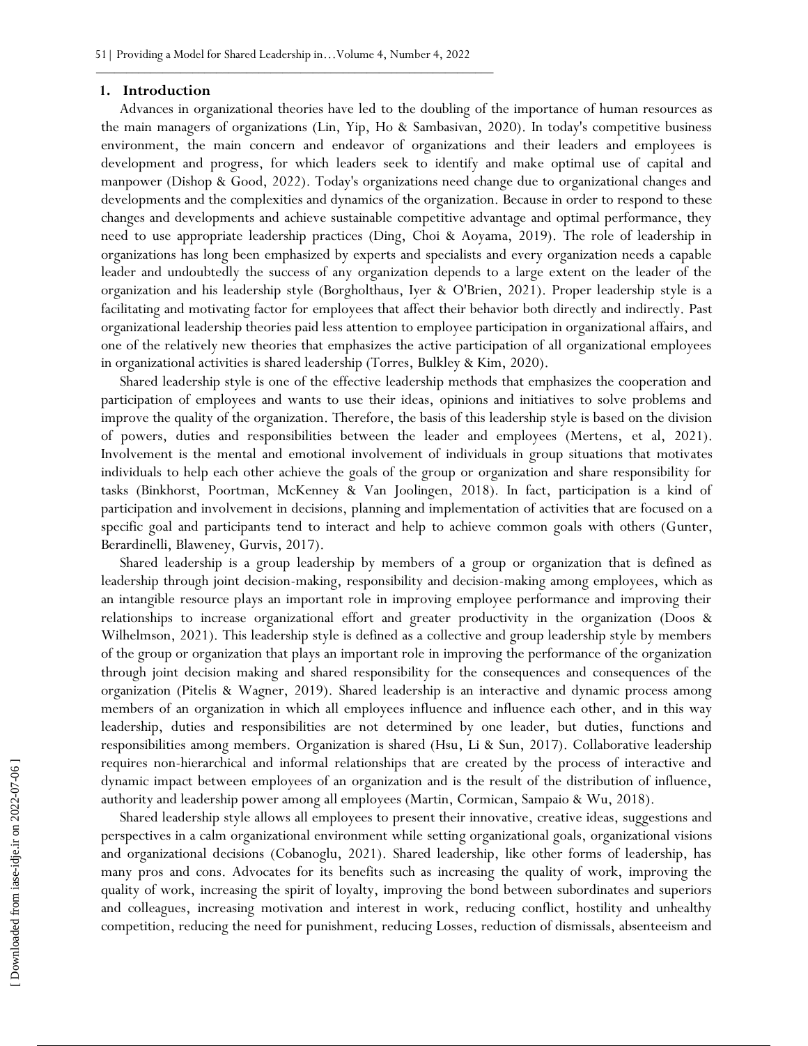## 1. Introduction

Advances in organizational theories have led to the doubling of the importance of human resources as the main managers of organizations (Lin, Yip, Ho & Sambasivan, 2020). In today's competitive business environment, the main concern and endeavor of organizations and their leaders and employees is development and progress, for which leaders seek to identify and make optimal use of capital and manpower (Dishop & Good, 2022). Today's organizations need change due to organizational changes and developments and the complexities and dynamics of the organization. Because in order to respond to these changes and developments and achieve sustainable competitive advantage and optimal performance, they need to use appropriate leadership practices (Ding, Choi & Aoyama, 2019). The role of leadership in organizations has long been emphasized by experts and specialists and every organization needs a capable leader and undoubtedly the success of any organization depends to a large extent on the leader of the organization and his leadership style (Borgholthaus, Iyer & O'Brien, 2021). Proper leadership style is a facilitating and motivating factor for employees that affect their behavior both directly and indirectly. Past organizational leadership theories paid less attention to employee participation in organizational affairs, and one of the relatively new theories that emphasizes the active participation of all organizational employees in organizational activities is shared leadership (Torres, Bulkley & Kim, 2020).

Shared leadership style is one of the effective leadership methods that emphasizes the cooperation and participation of employees and wants to use their ideas, opinions and initiatives to solve problems and improve the quality of the organization. Therefore, the basis of this leadership style is based on the division of powers, duties and responsibilities between the leader and employees (Mertens, et al, 2021). Involvement is the mental and emotional involvement of individuals in group situations that motivates individuals to help each other achieve the goals of the group or organization and share responsibility for tasks (Binkhorst, Poortman, McKenney & Van Joolingen, 2018). In fact, participation is a kind of participation and involvement in decisions, planning and implementation of activities that are focused on a specific goal and participants tend to interact and help to achieve common goals with others (Gunter, Berardinelli, Blaweney, Gurvis, 2017).

Shared leadership is a group leadership by members of a group or organization that is defined as leadership through joint decision-making, responsibility and decision-making among employees, which as an intangible resource plays an important role in improving employee performance and improving their relationships to increase organizational effort and greater productivity in the organization (Doos & Wilhelmson, 2021). This leadership style is defined as a collective and group leadership style by members of the group or organization that plays an important role in improving the performance of the organization through joint decision making and shared responsibility for the consequences and consequences of the organization (Pitelis & Wagner, 2019). Shared leadership is an interactive and dynamic process among members of an organization in which all employees influence and influence each other, and in this way leadership, duties and responsibilities are not determined by one leader, but duties, functions and responsibilities among members. Organization is shared (Hsu, Li & Sun, 2017). Collaborative leadership requires non-hierarchical and informal relationships that are created by the process of interactive and dynamic impact between employees of an organization and is the result of the distribution of influence, authority and leadership power among all employees (Martin, Cormican, Sampaio & Wu, 2018).

Shared leadership style allows all employees to present their innovative, creative ideas, suggestions and perspectives in a calm organizational environment while setting organizational goals, organizational visions and organizational decisions (Cobanoglu, 2021). Shared leadership, like other forms of leadership, has many pros and cons. Advocates for its benefits such as increasing the quality of work, improving the quality of work, increasing the spirit of loyalty, improving the bond between subordinates and superiors and colleagues, increasing motivation and interest in work, reducing conflict, hostility and unhealthy competition, reducing the need for punishment, reducing Losses, reduction of dismissals, absenteeism and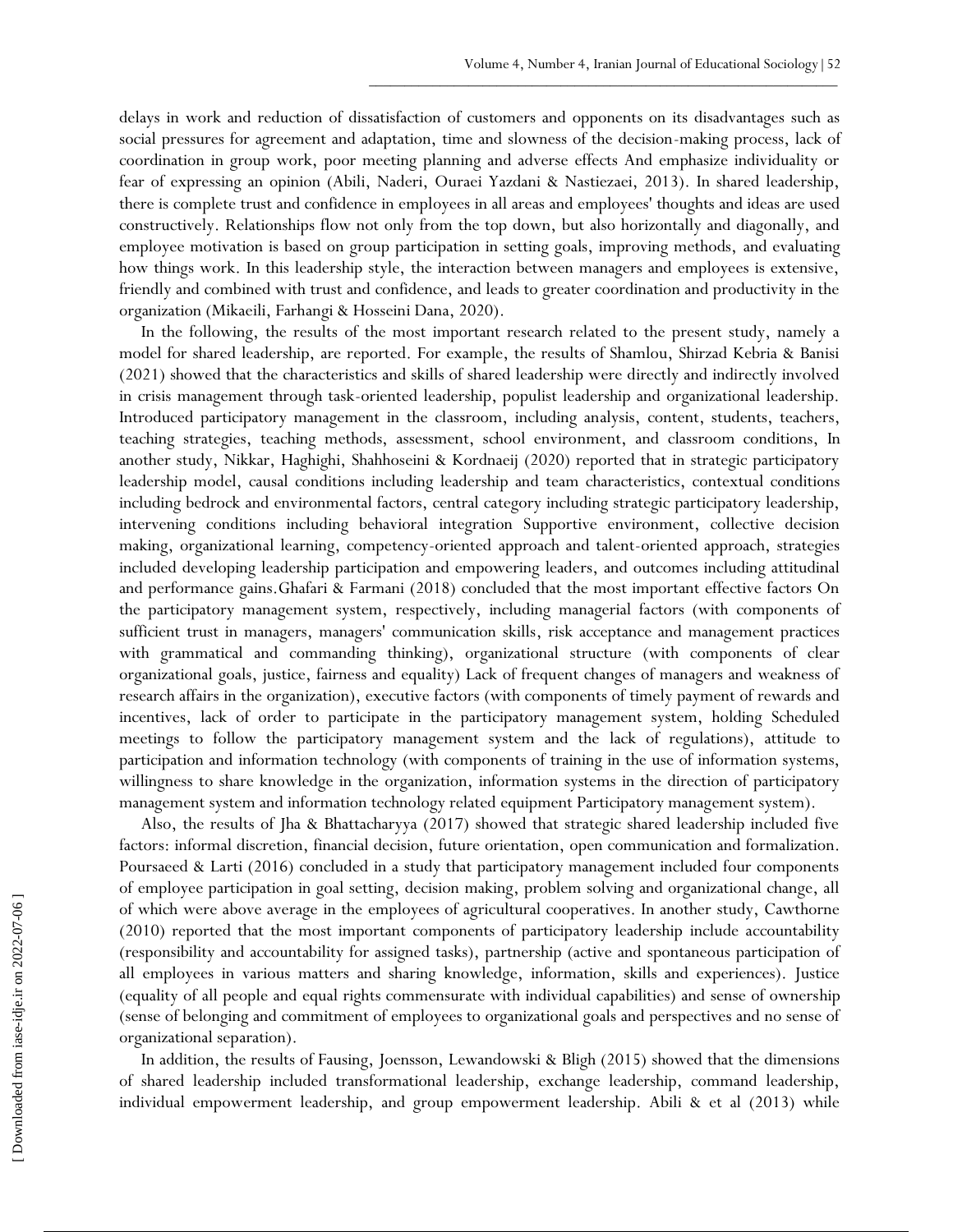delays in work and reduction of dissatisfaction of customers and opponents on its disadvantages such as social pressures for agreement and adaptation, time and slowness of the decision-making process, lack of coordination in group work, poor meeting planning and adverse effects And emphasize individuality or fear of expressing an opinion (Abili, Naderi, Ouraei Yazdani & Nastiezaei, 2013). In shared leadership, there is complete trust and confidence in employees in all areas and employees' thoughts and ideas are used constructively. Relationships flow not only from the top down, but also horizontally and diagonally, and employee motivation is based on group participation in setting goals, improving methods, and evaluating how things work. In this leadership style, the interaction between managers and employees is extensive, friendly and combined with trust and confidence, and leads to greater coordination and productivity in the organization (Mikaeili, Farhangi & Hosseini Dana, 2020).

In the following, the results of the most important research related to the present study, namely a model for shared leadership, are reported. For example, the results of Shamlou, Shirzad Kebria & Banisi (2021) showed that the characteristics and skills of shared leadership were directly and indirectly involved in crisis management through task-oriented leadership, populist leadership and organizational leadership. Introduced participatory management in the classroom, including analysis, content, students, teachers, teaching strategies, teaching methods, assessment, school environment, and classroom conditions, In another study, Nikkar, Haghighi, Shahhoseini & Kordnaeij (2020) reported that in strategic participatory leadership model, causal conditions including leadership and team characteristics, contextual conditions including bedrock and environmental factors, central category including strategic participatory leadership, intervening conditions including behavioral integration Supportive environment, collective decision making, organizational learning, competency-oriented approach and talent-oriented approach, strategies included developing leadership participation and empowering leaders, and outcomes including attitudinal and performance gains.Ghafari & Farmani (2018) concluded that the most important effective factors On the participatory management system, respectively, including managerial factors (with components of sufficient trust in managers, managers' communication skills, risk acceptance and management practices with grammatical and commanding thinking), organizational structure (with components of clear organizational goals, justice, fairness and equality) Lack of frequent changes of managers and weakness of research affairs in the organization), executive factors (with components of timely payment of rewards and incentives, lack of order to participate in the participatory management system, holding Scheduled meetings to follow the participatory management system and the lack of regulations), attitude to participation and information technology (with components of training in the use of information systems, willingness to share knowledge in the organization, information systems in the direction of participatory management system and information technology related equipment Participatory management system).

Also, the results of Jha & Bhattacharyya (2017) showed that strategic shared leadership included five factors: informal discretion, financial decision, future orientation, open communication and formalization. Poursaeed & Larti (2016) concluded in a study that participatory management included four components of employee participation in goal setting, decision making, problem solving and organizational change, all of which were above average in the employees of agricultural cooperatives. In another study, Cawthorne (2010) reported that the most important components of participatory leadership include accountability (responsibility and accountability for assigned tasks), partnership (active and spontaneous participation of all employees in various matters and sharing knowledge, information, skills and experiences). Justice (equality of all people and equal rights commensurate with individual capabilities) and sense of ownership (sense of belonging and commitment of employees to organizational goals and perspectives and no sense of organizational separation).

In addition, the results of Fausing, Joensson, Lewandowski & Bligh (2015) showed that the dimensions of shared leadership included transformational leadership, exchange leadership, command leadership, individual empowerment leadership, and group empowerment leadership. Abili & et al (2013) while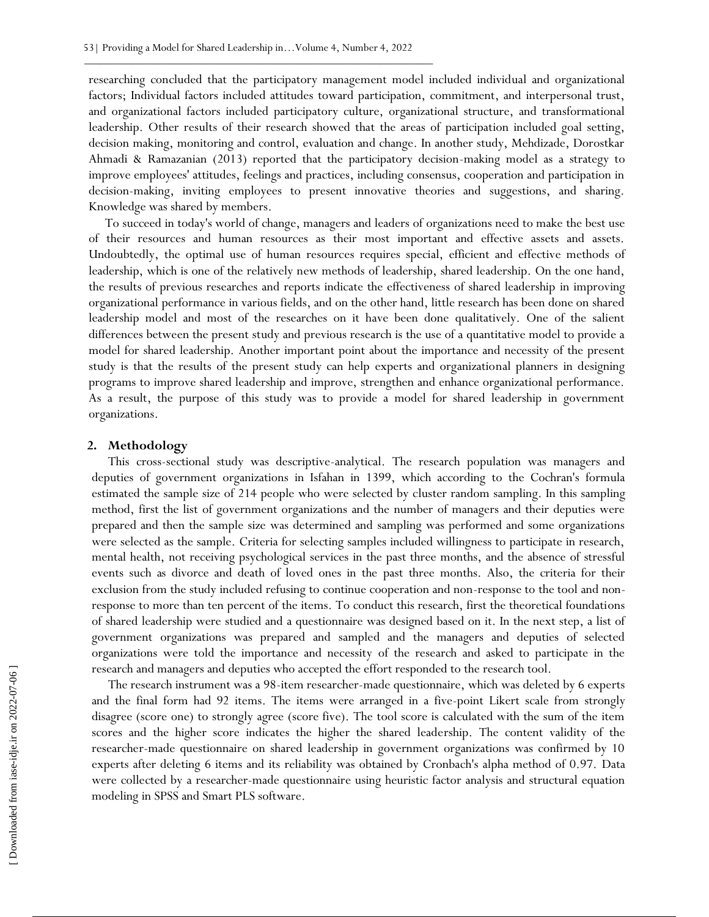researching concluded that the participatory management model included individual and organizational factors; Individual factors included attitudes toward participation, commitment, and interpersonal trust, and organizational factors included participatory culture, organizational structure, and transformational leadership. Other results of their research showed that the areas of participation included goal setting, decision making, monitoring and control, evaluation and change. In another study, Mehdizade, Dorostkar Ahmadi & Ramazanian (2013) reported that the participatory decision-making model as a strategy to improve employees' attitudes, feelings and practices, including consensus, cooperation and participation in decision-making, inviting employees to present innovative theories and suggestions, and sharing. Knowledge was shared by members.

To succeed in today's world of change, managers and leaders of organizations need to make the best use of their resources and human resources as their most important and effective assets and assets. Undoubtedly, the optimal use of human resources requires special, efficient and effective methods of leadership, which is one of the relatively new methods of leadership, shared leadership. On the one hand, the results of previous researches and reports indicate the effectiveness of shared leadership in improving organizational performance in various fields, and on the other hand, little research has been done on shared leadership model and most of the researches on it have been done qualitatively. One of the salient differences between the present study and previous research is the use of a quantitative model to provide a model for shared leadership. Another important point about the importance and necessity of the present study is that the results of the present study can help experts and organizational planners in designing programs to improve shared leadership and improve, strengthen and enhance organizational performance. As a result, the purpose of this study was to provide a model for shared leadership in government organizations.

## 2. Methodology

This cross-sectional study was descriptive-analytical. The research population was managers and deputies of government organizations in Isfahan in 1399, which according to the Cochran's formula estimated the sample size of 214 people who were selected by cluster random sampling. In this sampling method, first the list of government organizations and the number of managers and their deputies were prepared and then the sample size was determined and sampling was performed and some organizations were selected as the sample. Criteria for selecting samples included willingness to participate in research, mental health, not receiving psychological services in the past three months, and the absence of stressful events such as divorce and death of loved ones in the past three months. Also, the criteria for their exclusion from the study included refusing to continue cooperation and non-response to the tool and non-response to more than ten percent of the items. To conduct this research, first the theoretical foundations of shared leadership were studied and a questionnaire was designed based on it. In the next step, a list of government organizations was prepared and sampled and the managers and deputies of selected organizations were told the importance and necessity of the research and asked to participate in the research and managers and deputies who accepted the effort responded to the research tool.

The research instrument was a 98-item researcher-made questionnaire, which was deleted by 6 experts and the final form had 92 items. The items were arranged in a five-point Likert scale from strongly disagree (score one) to strongly agree (score five). The tool score is calculated with the sum of the item scores and the higher score indicates the higher the shared leadership. The content validity of the researcher-made questionnaire on shared leadership in government organizations was confirmed by 10 experts after deleting 6 items and its reliability was obtained by Cronbach's alpha method of 0.97. Data were collected by a researcher-made questionnaire using heuristic factor analysis and structural equation modeling in SPSS and Smart PLS software.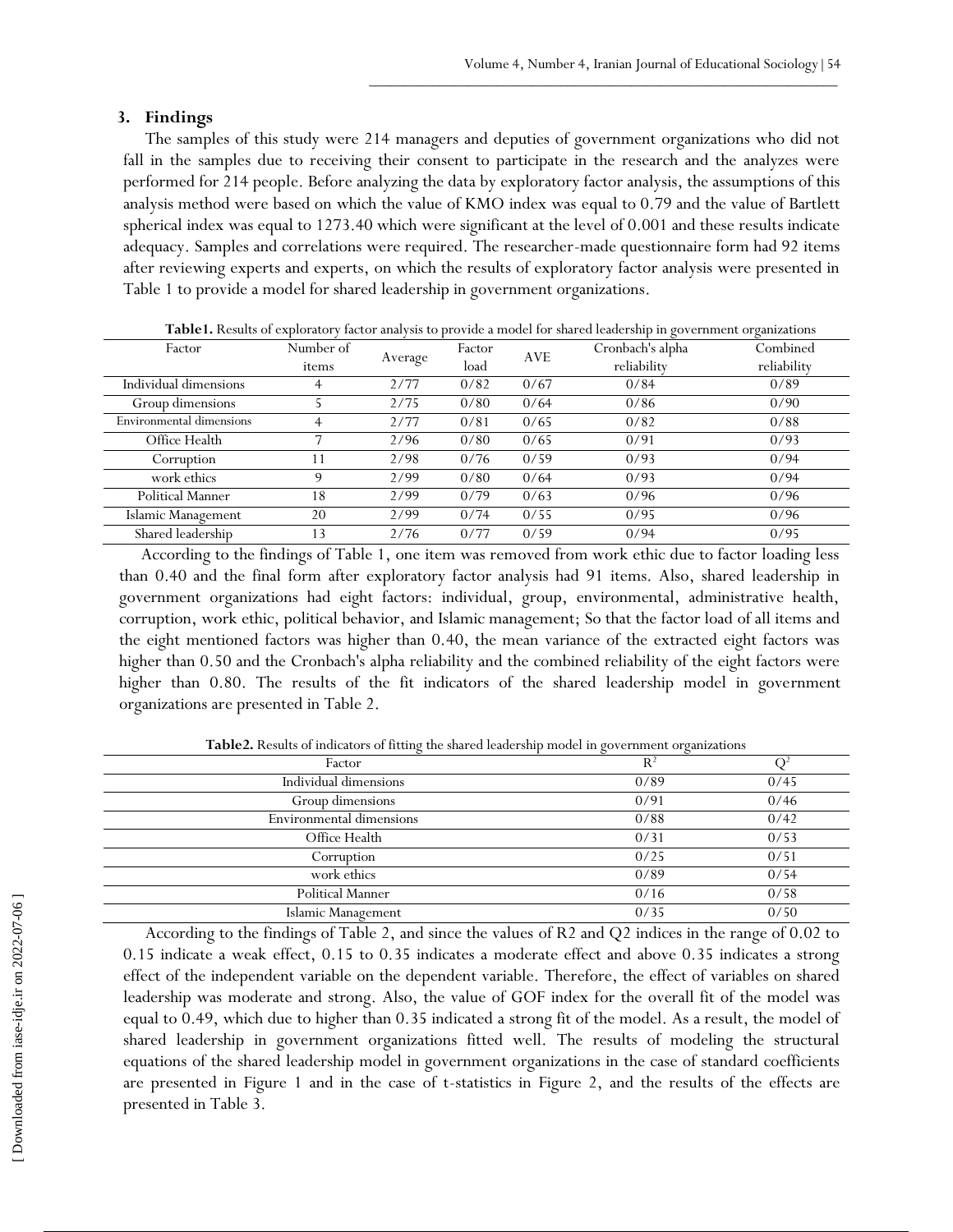## 3. Findings

The samples of this study were 214 managers and deputies of government organizations who did not fall in the samples due to receiving their consent to participate in the research and the analyzes were performed for 214 people. Before analyzing the data by exploratory factor analysis, the assumptions of this analysis method were based on which the value of KMO index was equal to 0.79 and the value of Bartlett spherical index was equal to 1273.40 which were significant at the level of 0.001 and these results indicate adequacy. Samples and correlations were required. The researcher-made questionnaire form had 92 items after reviewing experts and experts, on which the results of exploratory factor analysis were presented in Table 1 to provide a model for shared leadership in government organizations.

**Table1.** Results of exploratory factor analysis to provide a model for shared leadership in government organizations

| Factor | Number of items | Average | Factor load | AVE | Cronbach's alpha reliability | Combined reliability |
|---|---|---|---|---|---|---|
| Individual dimensions | 4 | 2/77 | 0/82 | 0/67 | 0/84 | 0/89 |
| Group dimensions | 5 | 2/75 | 0/80 | 0/64 | 0/86 | 0/90 |
| Environmental dimensions | 4 | 2/77 | 0/81 | 0/65 | 0/82 | 0/88 |
| Office Health | 7 | 2/96 | 0/80 | 0/65 | 0/91 | 0/93 |
| Corruption | 11 | 2/98 | 0/76 | 0/59 | 0/93 | 0/94 |
| work ethics | 9 | 2/99 | 0/80 | 0/64 | 0/93 | 0/94 |
| Political Manner | 18 | 2/99 | 0/79 | 0/63 | 0/96 | 0/96 |
| Islamic Management | 20 | 2/99 | 0/74 | 0/55 | 0/95 | 0/96 |
| Shared leadership | 13 | 2/76 | 0/77 | 0/59 | 0/94 | 0/95 |

According to the findings of Table 1, one item was removed from work ethic due to factor loading less than 0.40 and the final form after exploratory factor analysis had 91 items. Also, shared leadership in government organizations had eight factors: individual, group, environmental, administrative health, corruption, work ethic, political behavior, and Islamic management; So that the factor load of all items and the eight mentioned factors was higher than 0.40, the mean variance of the extracted eight factors was higher than 0.50 and the Cronbach's alpha reliability and the combined reliability of the eight factors were higher than 0.80. The results of the fit indicators of the shared leadership model in government organizations are presented in Table 2.

**Table2.** Results of indicators of fitting the shared leadership model in government organizations

| Factor | $R^2$ | $Q^2$ |
|---|---|---|
| Individual dimensions | 0/89 | 0/45 |
| Group dimensions | 0/91 | 0/46 |
| Environmental dimensions | 0/88 | 0/42 |
| Office Health | 0/31 | 0/53 |
| Corruption | 0/25 | 0/51 |
| work ethics | 0/89 | 0/54 |
| Political Manner | 0/16 | 0/58 |
| Islamic Management | 0/35 | 0/50 |

According to the findings of Table 2, and since the values of R2 and Q2 indices in the range of 0.02 to 0.15 indicate a weak effect, 0.15 to 0.35 indicates a moderate effect and above 0.35 indicates a strong effect of the independent variable on the dependent variable. Therefore, the effect of variables on shared leadership was moderate and strong. Also, the value of GOF index for the overall fit of the model was equal to 0.49, which due to higher than 0.35 indicated a strong fit of the model. As a result, the model of shared leadership in government organizations fitted well. The results of modeling the structural equations of the shared leadership model in government organizations in the case of standard coefficients are presented in Figure 1 and in the case of t-statistics in Figure 2, and the results of the effects are presented in Table 3.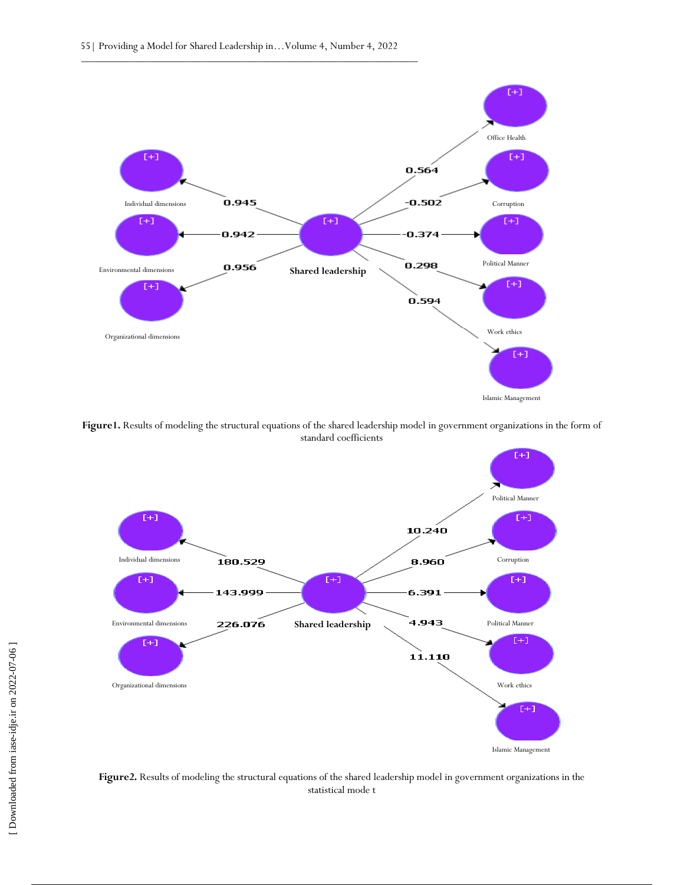**Figure1.** Results of modeling the structural equations of the shared leadership model in government organizations in the form of standard coefficients

**Figure2.** Results of modeling the structural equations of the shared leadership model in government organizations in the statistical mode t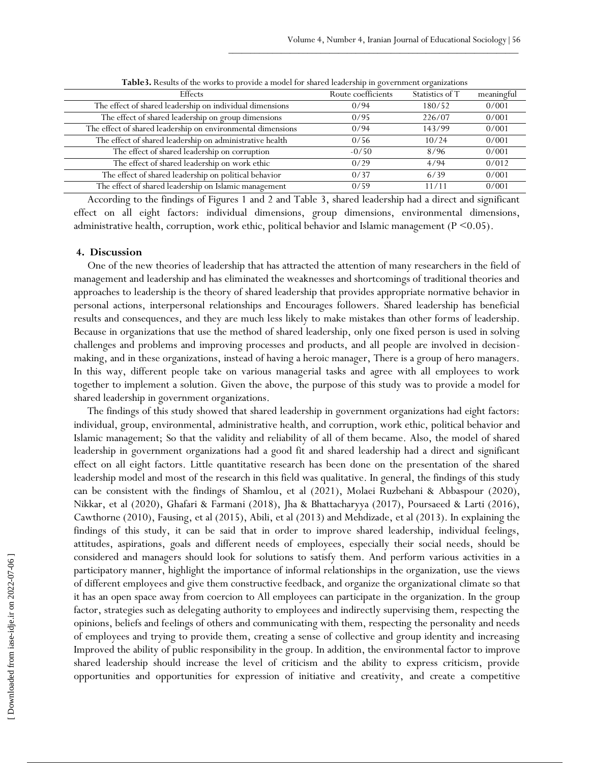**Table3.** Results of the works to provide a model for shared leadership in government organizations

| Effects | Route coefficients | Statistics of T | meaningful |
|---|---|---|---|
| The effect of shared leadership on individual dimensions | 0/94 | 180/52 | 0/001 |
| The effect of shared leadership on group dimensions | 0/95 | 226/07 | 0/001 |
| The effect of shared leadership on environmental dimensions | 0/94 | 143/99 | 0/001 |
| The effect of shared leadership on administrative health | 0/56 | 10/24 | 0/001 |
| The effect of shared leadership on corruption | -0/50 | 8/96 | 0/001 |
| The effect of shared leadership on work ethic | 0/29 | 4/94 | 0/012 |
| The effect of shared leadership on political behavior | 0/37 | 6/39 | 0/001 |
| The effect of shared leadership on Islamic management | 0/59 | 11/11 | 0/001 |

According to the findings of Figures 1 and 2 and Table 3, shared leadership had a direct and significant effect on all eight factors: individual dimensions, group dimensions, environmental dimensions, administrative health, corruption, work ethic, political behavior and Islamic management ($P < 0.05$).

## 4. Discussion

One of the new theories of leadership that has attracted the attention of many researchers in the field of management and leadership and has eliminated the weaknesses and shortcomings of traditional theories and approaches to leadership is the theory of shared leadership that provides appropriate normative behavior in personal actions, interpersonal relationships and Encourages followers. Shared leadership has beneficial results and consequences, and they are much less likely to make mistakes than other forms of leadership. Because in organizations that use the method of shared leadership, only one fixed person is used in solving challenges and problems and improving processes and products, and all people are involved in decision-making, and in these organizations, instead of having a heroic manager, There is a group of hero managers. In this way, different people take on various managerial tasks and agree with all employees to work together to implement a solution. Given the above, the purpose of this study was to provide a model for shared leadership in government organizations.

The findings of this study showed that shared leadership in government organizations had eight factors: individual, group, environmental, administrative health, and corruption, work ethic, political behavior and Islamic management; So that the validity and reliability of all of them became. Also, the model of shared leadership in government organizations had a good fit and shared leadership had a direct and significant effect on all eight factors. Little quantitative research has been done on the presentation of the shared leadership model and most of the research in this field was qualitative. In general, the findings of this study can be consistent with the findings of Shamlou, et al (2021), Molaei Ruzbehani & Abbaspour (2020), Nikkar, et al (2020), Ghafari & Farmani (2018), Jha & Bhattacharyya (2017), Poursaeed & Larti (2016), Cawthorne (2010), Fausing, et al (2015), Abili, et al (2013) and Mehdizade, et al (2013). In explaining the findings of this study, it can be said that in order to improve shared leadership, individual feelings, attitudes, aspirations, goals and different needs of employees, especially their social needs, should be considered and managers should look for solutions to satisfy them. And perform various activities in a participatory manner, highlight the importance of informal relationships in the organization, use the views of different employees and give them constructive feedback, and organize the organizational climate so that it has an open space away from coercion to All employees can participate in the organization. In the group factor, strategies such as delegating authority to employees and indirectly supervising them, respecting the opinions, beliefs and feelings of others and communicating with them, respecting the personality and needs of employees and trying to provide them, creating a sense of collective and group identity and increasing Improved the ability of public responsibility in the group. In addition, the environmental factor to improve shared leadership should increase the level of criticism and the ability to express criticism, provide opportunities and opportunities for expression of initiative and creativity, and create a competitive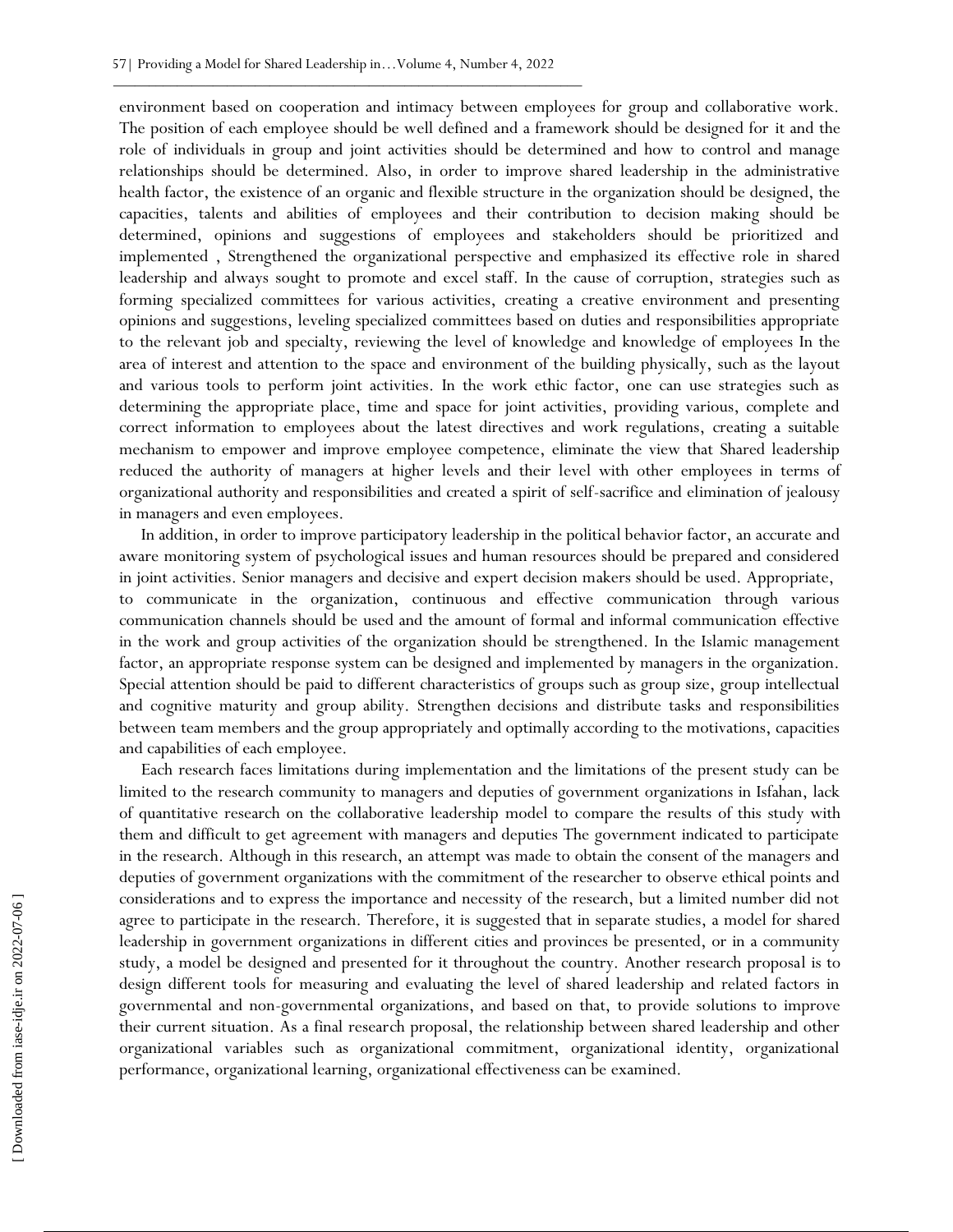environment based on cooperation and intimacy between employees for group and collaborative work. The position of each employee should be well defined and a framework should be designed for it and the role of individuals in group and joint activities should be determined and how to control and manage relationships should be determined. Also, in order to improve shared leadership in the administrative health factor, the existence of an organic and flexible structure in the organization should be designed, the capacities, talents and abilities of employees and their contribution to decision making should be determined, opinions and suggestions of employees and stakeholders should be prioritized and implemented , Strengthened the organizational perspective and emphasized its effective role in shared leadership and always sought to promote and excel staff. In the cause of corruption, strategies such as forming specialized committees for various activities, creating a creative environment and presenting opinions and suggestions, leveling specialized committees based on duties and responsibilities appropriate to the relevant job and specialty, reviewing the level of knowledge and knowledge of employees In the area of interest and attention to the space and environment of the building physically, such as the layout and various tools to perform joint activities. In the work ethic factor, one can use strategies such as determining the appropriate place, time and space for joint activities, providing various, complete and correct information to employees about the latest directives and work regulations, creating a suitable mechanism to empower and improve employee competence, eliminate the view that Shared leadership reduced the authority of managers at higher levels and their level with other employees in terms of organizational authority and responsibilities and created a spirit of self-sacrifice and elimination of jealousy in managers and even employees.

In addition, in order to improve participatory leadership in the political behavior factor, an accurate and aware monitoring system of psychological issues and human resources should be prepared and considered in joint activities. Senior managers and decisive and expert decision makers should be used. Appropriate, to communicate in the organization, continuous and effective communication through various communication channels should be used and the amount of formal and informal communication effective in the work and group activities of the organization should be strengthened. In the Islamic management factor, an appropriate response system can be designed and implemented by managers in the organization. Special attention should be paid to different characteristics of groups such as group size, group intellectual and cognitive maturity and group ability. Strengthen decisions and distribute tasks and responsibilities between team members and the group appropriately and optimally according to the motivations, capacities and capabilities of each employee.

Each research faces limitations during implementation and the limitations of the present study can be limited to the research community to managers and deputies of government organizations in Isfahan, lack of quantitative research on the collaborative leadership model to compare the results of this study with them and difficult to get agreement with managers and deputies The government indicated to participate in the research. Although in this research, an attempt was made to obtain the consent of the managers and deputies of government organizations with the commitment of the researcher to observe ethical points and considerations and to express the importance and necessity of the research, but a limited number did not agree to participate in the research. Therefore, it is suggested that in separate studies, a model for shared leadership in government organizations in different cities and provinces be presented, or in a community study, a model be designed and presented for it throughout the country. Another research proposal is to design different tools for measuring and evaluating the level of shared leadership and related factors in governmental and non-governmental organizations, and based on that, to provide solutions to improve their current situation. As a final research proposal, the relationship between shared leadership and other organizational variables such as organizational commitment, organizational identity, organizational performance, organizational learning, organizational effectiveness can be examined.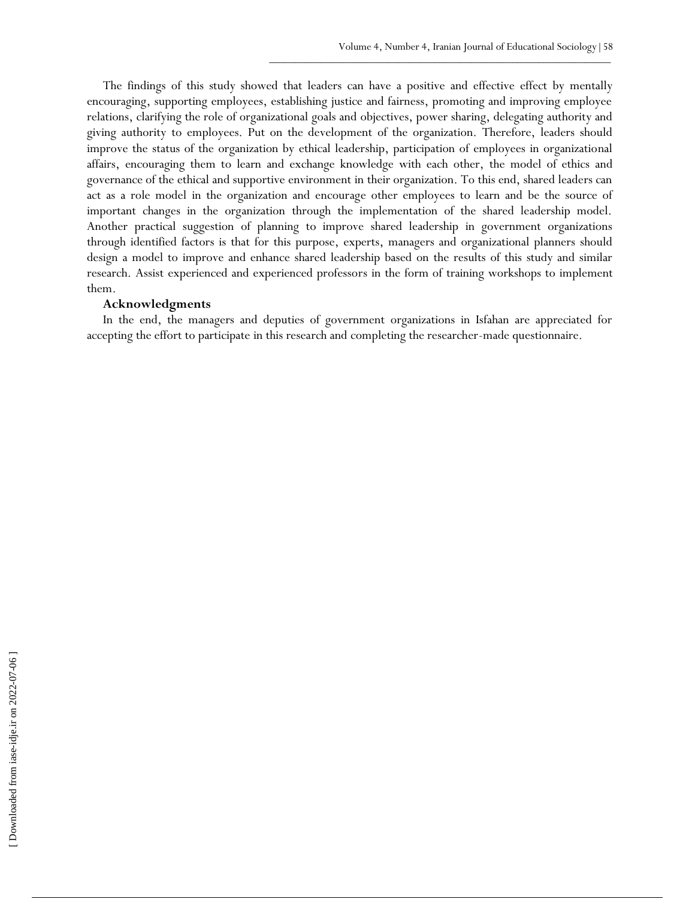The findings of this study showed that leaders can have a positive and effective effect by mentally encouraging, supporting employees, establishing justice and fairness, promoting and improving employee relations, clarifying the role of organizational goals and objectives, power sharing, delegating authority and giving authority to employees. Put on the development of the organization. Therefore, leaders should improve the status of the organization by ethical leadership, participation of employees in organizational affairs, encouraging them to learn and exchange knowledge with each other, the model of ethics and governance of the ethical and supportive environment in their organization. To this end, shared leaders can act as a role model in the organization and encourage other employees to learn and be the source of important changes in the organization through the implementation of the shared leadership model. Another practical suggestion of planning to improve shared leadership in government organizations through identified factors is that for this purpose, experts, managers and organizational planners should design a model to improve and enhance shared leadership based on the results of this study and similar research. Assist experienced and experienced professors in the form of training workshops to implement them.

**Acknowledgments**

In the end, the managers and deputies of government organizations in Isfahan are appreciated for accepting the effort to participate in this research and completing the researcher-made questionnaire.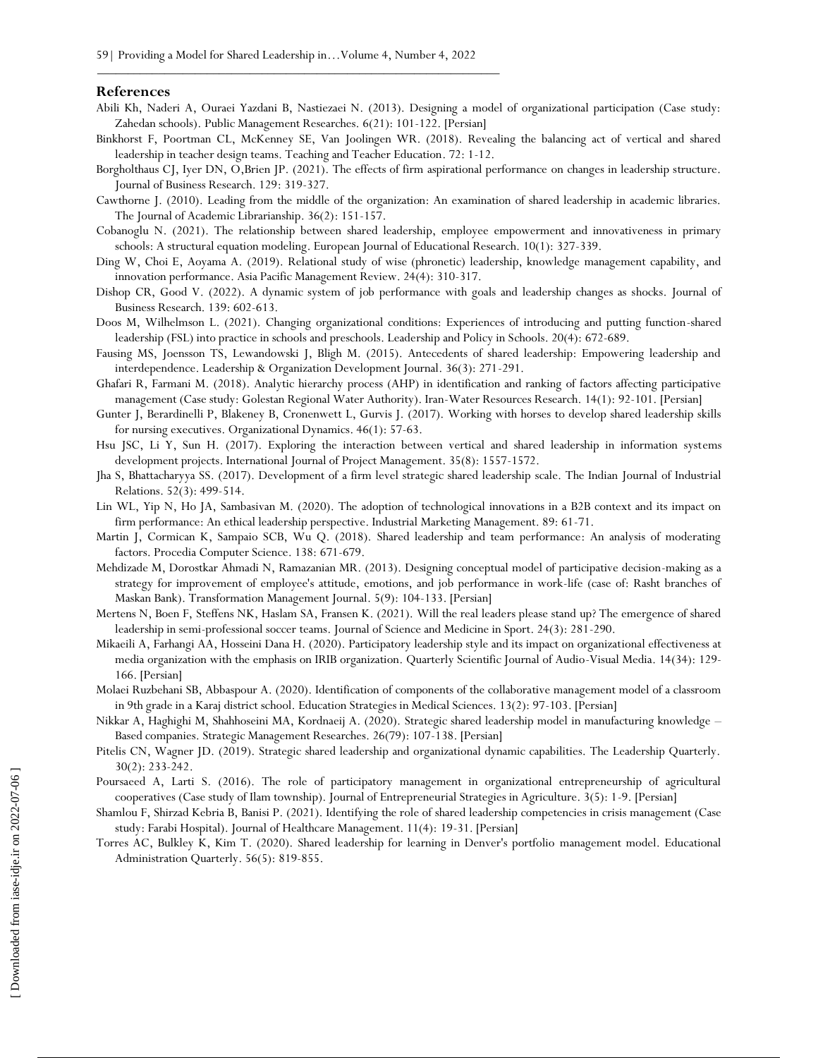## References

Abili Kh, Naderi A, Ouraei Yazdani B, Nastiezaei N. (2013). Designing a model of organizational participation (Case study: Zahedan schools). Public Management Researches. 6(21): 101-122. [Persian]

Binkhorst F, Poortman CL, McKenney SE, Van Joolingen WR. (2018). Revealing the balancing act of vertical and shared leadership in teacher design teams. Teaching and Teacher Education. 72: 1-12.

Borgholthaus CJ, Iyer DN, O,Brien JP. (2021). The effects of firm aspirational performance on changes in leadership structure. Journal of Business Research. 129: 319-327.

Cawthorne J. (2010). Leading from the middle of the organization: An examination of shared leadership in academic libraries. The Journal of Academic Librarianship. 36(2): 151-157.

Cobanoglu N. (2021). The relationship between shared leadership, employee empowerment and innovativeness in primary schools: A structural equation modeling. European Journal of Educational Research. 10(1): 327-339.

Ding W, Choi E, Aoyama A. (2019). Relational study of wise (phronetic) leadership, knowledge management capability, and innovation performance. Asia Pacific Management Review. 24(4): 310-317.

Dishop CR, Good V. (2022). A dynamic system of job performance with goals and leadership changes as shocks. Journal of Business Research. 139: 602-613.

Doos M, Wilhelmson L. (2021). Changing organizational conditions: Experiences of introducing and putting function-shared leadership (FSL) into practice in schools and preschools. Leadership and Policy in Schools. 20(4): 672-689.

Fausing MS, Joensson TS, Lewandowski J, Bligh M. (2015). Antecedents of shared leadership: Empowering leadership and interdependence. Leadership & Organization Development Journal. 36(3): 271-291.

Ghafari R, Farmani M. (2018). Analytic hierarchy process (AHP) in identification and ranking of factors affecting participative management (Case study: Golestan Regional Water Authority). Iran-Water Resources Research. 14(1): 92-101. [Persian]

Gunter J, Berardinelli P, Blakeney B, Cronenwett L, Gurvis J. (2017). Working with horses to develop shared leadership skills for nursing executives. Organizational Dynamics. 46(1): 57-63.

Hsu JSC, Li Y, Sun H. (2017). Exploring the interaction between vertical and shared leadership in information systems development projects. International Journal of Project Management. 35(8): 1557-1572.

Jha S, Bhattacharyya SS. (2017). Development of a firm level strategic shared leadership scale. The Indian Journal of Industrial Relations. 52(3): 499-514.

Lin WL, Yip N, Ho JA, Sambasivan M. (2020). The adoption of technological innovations in a B2B context and its impact on firm performance: An ethical leadership perspective. Industrial Marketing Management. 89: 61-71.

Martin J, Cormican K, Sampaio SCB, Wu Q. (2018). Shared leadership and team performance: An analysis of moderating factors. Procedia Computer Science. 138: 671-679.

Mehdizade M, Dorostkar Ahmadi N, Ramazanian MR. (2013). Designing conceptual model of participative decision-making as a strategy for improvement of employee's attitude, emotions, and job performance in work-life (case of: Rasht branches of Maskan Bank). Transformation Management Journal. 5(9): 104-133. [Persian]

Mertens N, Boen F, Steffens NK, Haslam SA, Fransen K. (2021). Will the real leaders please stand up? The emergence of shared leadership in semi-professional soccer teams. Journal of Science and Medicine in Sport. 24(3): 281-290.

Mikaeili A, Farhangi AA, Hosseini Dana H. (2020). Participatory leadership style and its impact on organizational effectiveness at media organization with the emphasis on IRIB organization. Quarterly Scientific Journal of Audio-Visual Media. 14(34): 129-166. [Persian]

Molaei Ruzbehani SB, Abbaspour A. (2020). Identification of components of the collaborative management model of a classroom in 9th grade in a Karaj district school. Education Strategies in Medical Sciences. 13(2): 97-103. [Persian]

Nikkar A, Haghighi M, Shahhoseini MA, Kordnaeij A. (2020). Strategic shared leadership model in manufacturing knowledge – Based companies. Strategic Management Researches. 26(79): 107-138. [Persian]

Pitelis CN, Wagner JD. (2019). Strategic shared leadership and organizational dynamic capabilities. The Leadership Quarterly. 30(2): 233-242.

Poursaeed A, Larti S. (2016). The role of participatory management in organizational entrepreneurship of agricultural cooperatives (Case study of Ilam township). Journal of Entrepreneurial Strategies in Agriculture. 3(5): 1-9. [Persian]

Shamlou F, Shirzad Kebria B, Banisi P. (2021). Identifying the role of shared leadership competencies in crisis management (Case study: Farabi Hospital). Journal of Healthcare Management. 11(4): 19-31. [Persian]

Torres AC, Bulkley K, Kim T. (2020). Shared leadership for learning in Denver's portfolio management model. Educational Administration Quarterly. 56(5): 819-855.